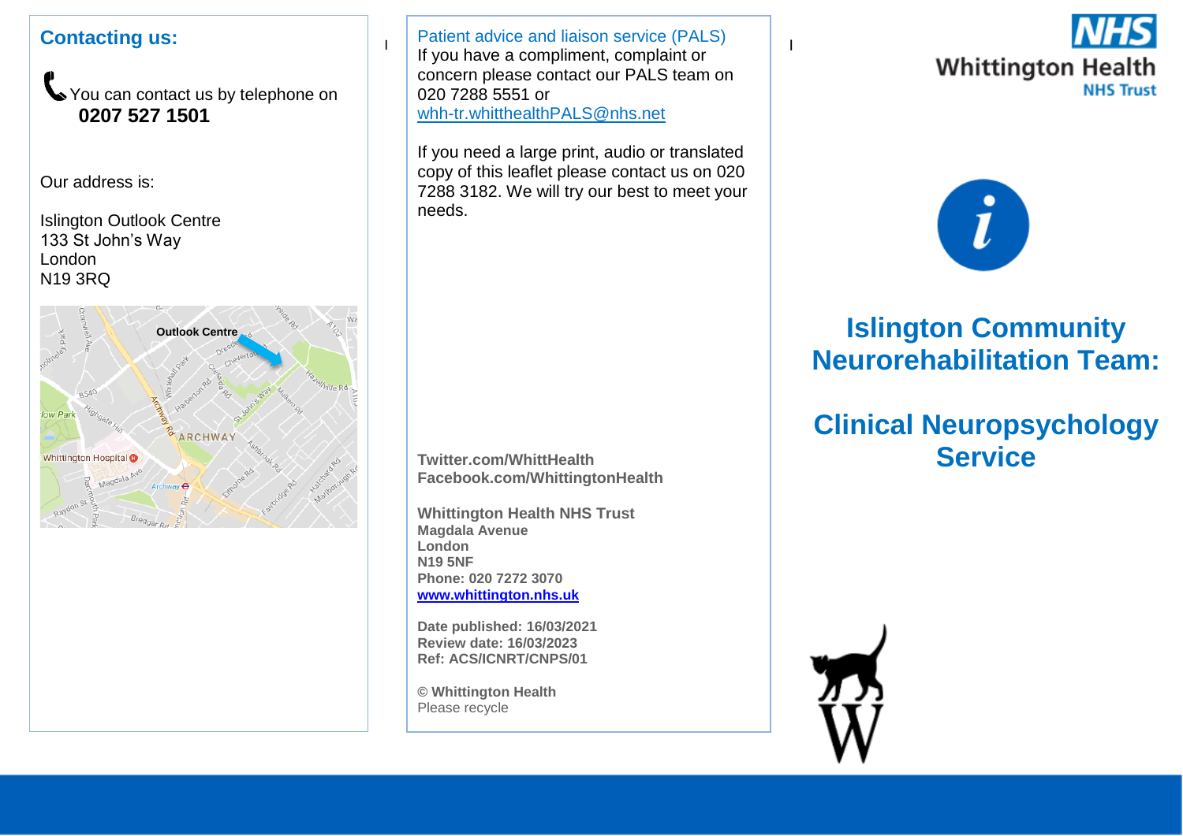## Contacting us:

You can contact us by telephone on
**0207 527 1501**

Our address is:

Islington Outlook Centre
133 St John's Way
London
N19 3RQ

Patient advice and liaison service (PALS)
If you have a compliment, complaint or concern please contact our PALS team on 020 7288 5551 or whh-tr.whitthealthPALS@nhs.net

If you need a large print, audio or translated copy of this leaflet please contact us on 020 7288 3182. We will try our best to meet your needs.

**Twitter.com/WhittHealth**
**Facebook.com/WhittingtonHealth**

**Whittington Health NHS Trust**
**Magdala Avenue**
**London**
**N19 5NF**
**Phone: 020 7272 3070**
**www.whittington.nhs.uk**

**Date published: 16/03/2021**
**Review date: 16/03/2023**
**Ref: ACS/ICNRT/CNPS/01**

**© Whittington Health**
Please recycle

NHS Whittington Health NHS Trust

# Islington Community Neurorehabilitation Team:

# Clinical Neuropsychology Service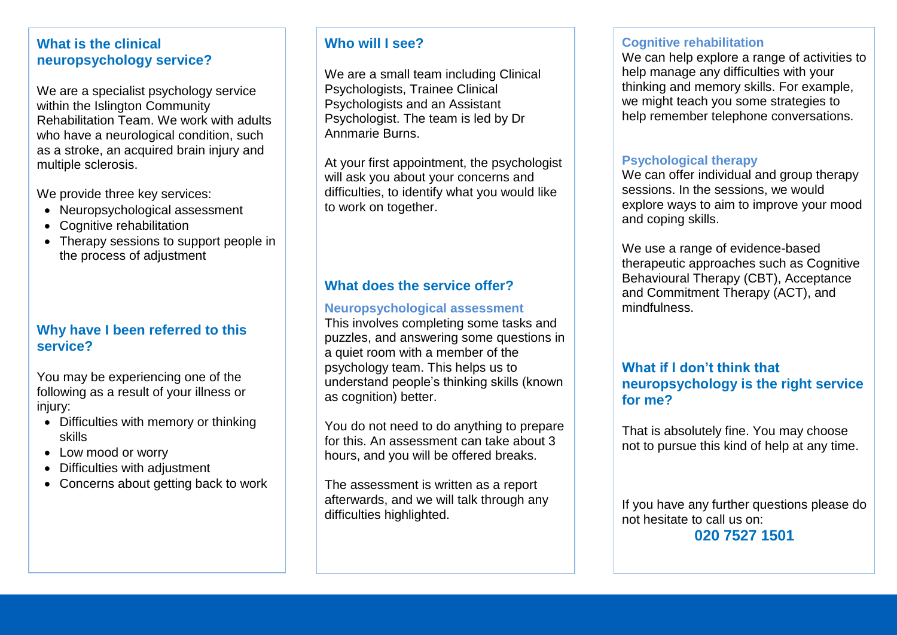## What is the clinical neuropsychology service?

We are a specialist psychology service within the Islington Community Rehabilitation Team. We work with adults who have a neurological condition, such as a stroke, an acquired brain injury and multiple sclerosis.

We provide three key services:

- Neuropsychological assessment
- Cognitive rehabilitation
- Therapy sessions to support people in the process of adjustment

## Why have I been referred to this service?

You may be experiencing one of the following as a result of your illness or injury:

- Difficulties with memory or thinking skills
- Low mood or worry
- Difficulties with adjustment
- Concerns about getting back to work

## Who will I see?

We are a small team including Clinical Psychologists, Trainee Clinical Psychologists and an Assistant Psychologist. The team is led by Dr Annmarie Burns.

At your first appointment, the psychologist will ask you about your concerns and difficulties, to identify what you would like to work on together.

## What does the service offer?

### Neuropsychological assessment

This involves completing some tasks and puzzles, and answering some questions in a quiet room with a member of the psychology team. This helps us to understand people's thinking skills (known as cognition) better.

You do not need to do anything to prepare for this. An assessment can take about 3 hours, and you will be offered breaks.

The assessment is written as a report afterwards, and we will talk through any difficulties highlighted.

### Cognitive rehabilitation

We can help explore a range of activities to help manage any difficulties with your thinking and memory skills. For example, we might teach you some strategies to help remember telephone conversations.

### Psychological therapy

We can offer individual and group therapy sessions. In the sessions, we would explore ways to aim to improve your mood and coping skills.

We use a range of evidence-based therapeutic approaches such as Cognitive Behavioural Therapy (CBT), Acceptance and Commitment Therapy (ACT), and mindfulness.

## What if I don't think that neuropsychology is the right service for me?

That is absolutely fine. You may choose not to pursue this kind of help at any time.

If you have any further questions please do not hesitate to call us on:

**020 7527 1501**